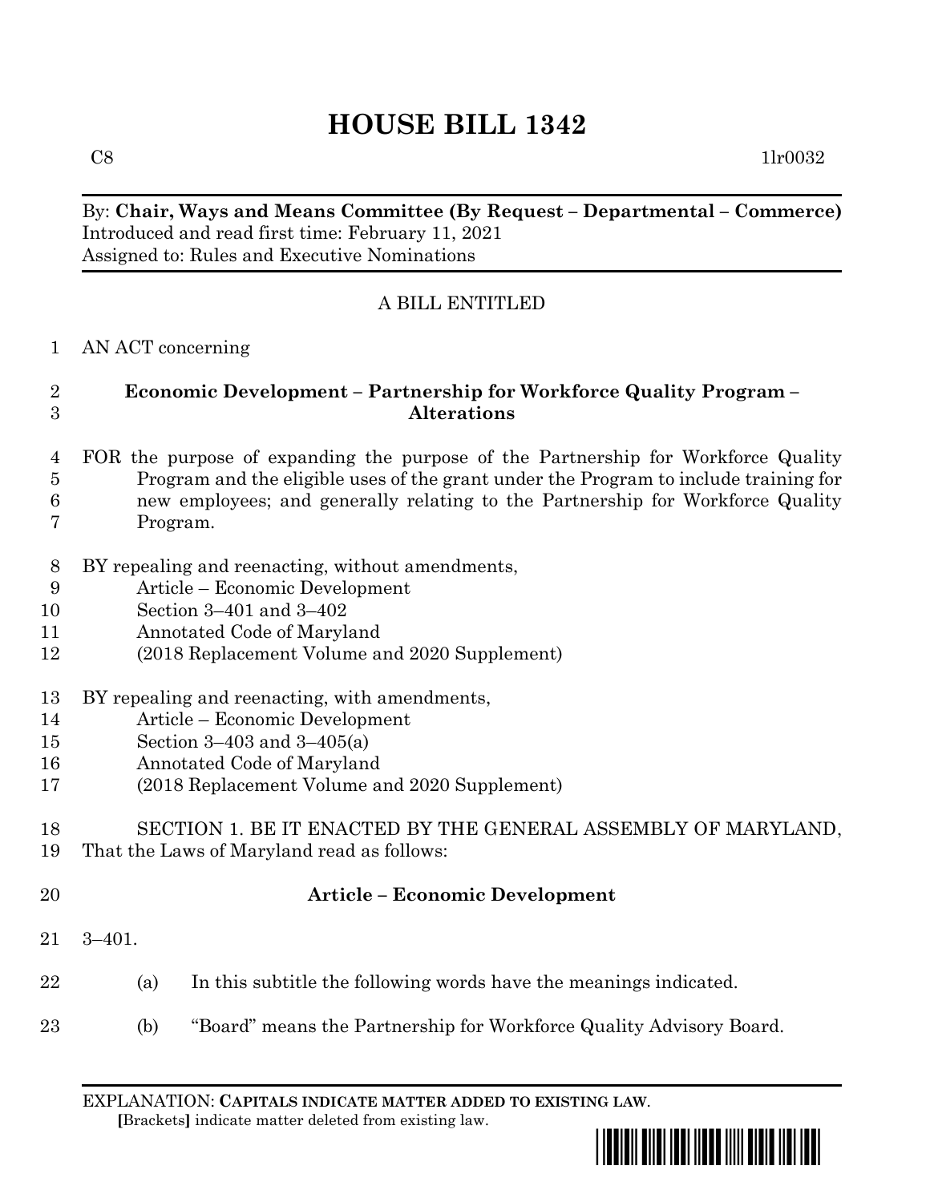# HOUSE BILL 1342

C8 1lr0032

By: **Chair, Ways and Means Committee (By Request – Departmental – Commerce)**
Introduced and read first time: February 11, 2021
Assigned to: Rules and Executive Nominations

A BILL ENTITLED

AN ACT concerning

**Economic Development – Partnership for Workforce Quality Program – Alterations**

FOR the purpose of expanding the purpose of the Partnership for Workforce Quality Program and the eligible uses of the grant under the Program to include training for new employees; and generally relating to the Partnership for Workforce Quality Program.

BY repealing and reenacting, without amendments,
Article – Economic Development
Section 3–401 and 3–402
Annotated Code of Maryland
(2018 Replacement Volume and 2020 Supplement)

BY repealing and reenacting, with amendments,
Article – Economic Development
Section 3–403 and 3–405(a)
Annotated Code of Maryland
(2018 Replacement Volume and 2020 Supplement)

SECTION 1. BE IT ENACTED BY THE GENERAL ASSEMBLY OF MARYLAND, That the Laws of Maryland read as follows:

**Article – Economic Development**

3–401.

(a) In this subtitle the following words have the meanings indicated.

(b) "Board" means the Partnership for Workforce Quality Advisory Board.

EXPLANATION: **CAPITALS INDICATE MATTER ADDED TO EXISTING LAW.**
**[**Brackets**]** indicate matter deleted from existing law.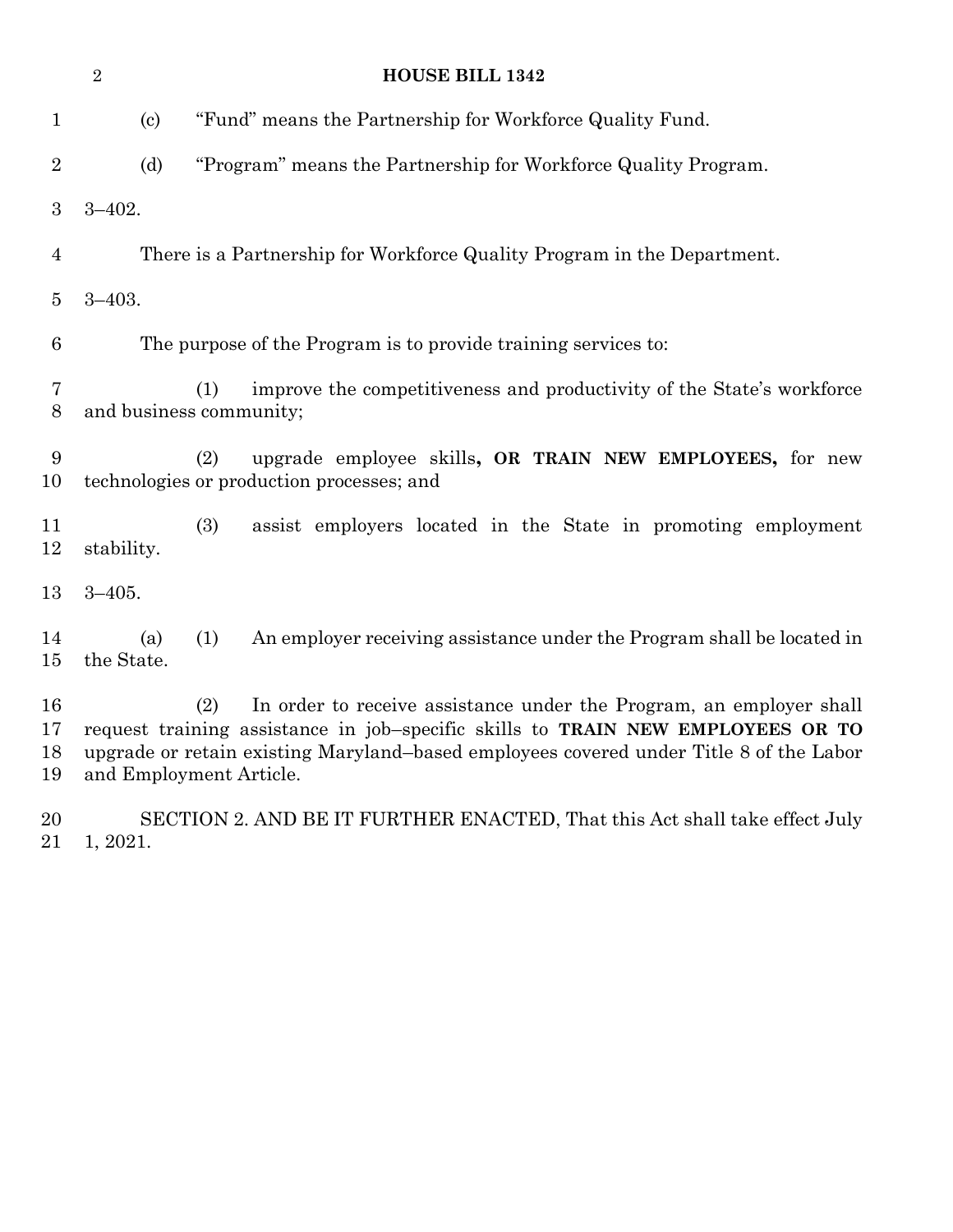(c) "Fund" means the Partnership for Workforce Quality Fund.

(d) "Program" means the Partnership for Workforce Quality Program.

3–402.

There is a Partnership for Workforce Quality Program in the Department.

3–403.

The purpose of the Program is to provide training services to:

(1) improve the competitiveness and productivity of the State's workforce and business community;

(2) upgrade employee skills**, OR TRAIN NEW EMPLOYEES,** for new technologies or production processes; and

(3) assist employers located in the State in promoting employment stability.

3–405.

(a) (1) An employer receiving assistance under the Program shall be located in the State.

(2) In order to receive assistance under the Program, an employer shall request training assistance in job–specific skills to **TRAIN NEW EMPLOYEES OR TO** upgrade or retain existing Maryland–based employees covered under Title 8 of the Labor and Employment Article.

SECTION 2. AND BE IT FURTHER ENACTED, That this Act shall take effect July 1, 2021.